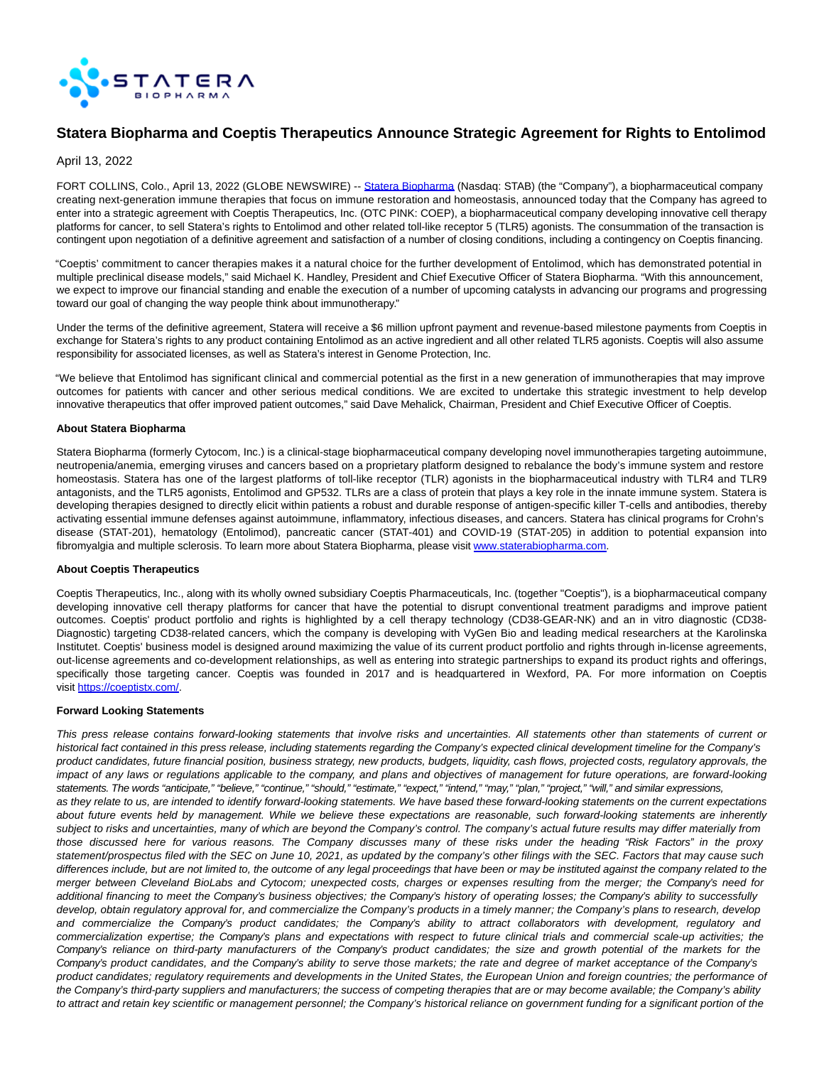# Statera Biopharma and Coeptis Therapeutics Announce Strategic Agreement for Rights to Entolimod

April 13, 2022

FORT COLLINS, Colo., April 13, 2022 (GLOBE NEWSWIRE) -- Statera Biopharma (Nasdaq: STAB) (the "Company"), a biopharmaceutical company creating next-generation immune therapies that focus on immune restoration and homeostasis, announced today that the Company has agreed to enter into a strategic agreement with Coeptis Therapeutics, Inc. (OTC PINK: COEP), a biopharmaceutical company developing innovative cell therapy platforms for cancer, to sell Statera's rights to Entolimod and other related toll-like receptor 5 (TLR5) agonists. The consummation of the transaction is contingent upon negotiation of a definitive agreement and satisfaction of a number of closing conditions, including a contingency on Coeptis financing.

"Coeptis' commitment to cancer therapies makes it a natural choice for the further development of Entolimod, which has demonstrated potential in multiple preclinical disease models," said Michael K. Handley, President and Chief Executive Officer of Statera Biopharma. "With this announcement, we expect to improve our financial standing and enable the execution of a number of upcoming catalysts in advancing our programs and progressing toward our goal of changing the way people think about immunotherapy."

Under the terms of the definitive agreement, Statera will receive a $6 million upfront payment and revenue-based milestone payments from Coeptis in exchange for Statera's rights to any product containing Entolimod as an active ingredient and all other related TLR5 agonists. Coeptis will also assume responsibility for associated licenses, as well as Statera's interest in Genome Protection, Inc.

"We believe that Entolimod has significant clinical and commercial potential as the first in a new generation of immunotherapies that may improve outcomes for patients with cancer and other serious medical conditions. We are excited to undertake this strategic investment to help develop innovative therapeutics that offer improved patient outcomes," said Dave Mehalick, Chairman, President and Chief Executive Officer of Coeptis.

**About Statera Biopharma**

Statera Biopharma (formerly Cytocom, Inc.) is a clinical-stage biopharmaceutical company developing novel immunotherapies targeting autoimmune, neutropenia/anemia, emerging viruses and cancers based on a proprietary platform designed to rebalance the body's immune system and restore homeostasis. Statera has one of the largest platforms of toll-like receptor (TLR) agonists in the biopharmaceutical industry with TLR4 and TLR9 antagonists, and the TLR5 agonists, Entolimod and GP532. TLRs are a class of protein that plays a key role in the innate immune system. Statera is developing therapies designed to directly elicit within patients a robust and durable response of antigen-specific killer T-cells and antibodies, thereby activating essential immune defenses against autoimmune, inflammatory, infectious diseases, and cancers. Statera has clinical programs for Crohn's disease (STAT-201), hematology (Entolimod), pancreatic cancer (STAT-401) and COVID-19 (STAT-205) in addition to potential expansion into fibromyalgia and multiple sclerosis. To learn more about Statera Biopharma, please visit www.staterabiopharma.com.

**About Coeptis Therapeutics**

Coeptis Therapeutics, Inc., along with its wholly owned subsidiary Coeptis Pharmaceuticals, Inc. (together "Coeptis"), is a biopharmaceutical company developing innovative cell therapy platforms for cancer that have the potential to disrupt conventional treatment paradigms and improve patient outcomes. Coeptis' product portfolio and rights is highlighted by a cell therapy technology (CD38-GEAR-NK) and an in vitro diagnostic (CD38-Diagnostic) targeting CD38-related cancers, which the company is developing with VyGen Bio and leading medical researchers at the Karolinska Institutet. Coeptis' business model is designed around maximizing the value of its current product portfolio and rights through in-license agreements, out-license agreements and co-development relationships, as well as entering into strategic partnerships to expand its product rights and offerings, specifically those targeting cancer. Coeptis was founded in 2017 and is headquartered in Wexford, PA. For more information on Coeptis visit https://coeptistx.com/.

**Forward Looking Statements**

*This press release contains forward-looking statements that involve risks and uncertainties. All statements other than statements of current or historical fact contained in this press release, including statements regarding the Company's expected clinical development timeline for the Company's product candidates, future financial position, business strategy, new products, budgets, liquidity, cash flows, projected costs, regulatory approvals, the impact of any laws or regulations applicable to the company, and plans and objectives of management for future operations, are forward-looking statements. The words "anticipate," "believe," "continue," "should," "estimate," "expect," "intend," "may," "plan," "project," "will," and similar expressions, as they relate to us, are intended to identify forward-looking statements. We have based these forward-looking statements on the current expectations about future events held by management. While we believe these expectations are reasonable, such forward-looking statements are inherently subject to risks and uncertainties, many of which are beyond the Company's control. The company's actual future results may differ materially from those discussed here for various reasons. The Company discusses many of these risks under the heading "Risk Factors" in the proxy statement/prospectus filed with the SEC on June 10, 2021, as updated by the company's other filings with the SEC. Factors that may cause such differences include, but are not limited to, the outcome of any legal proceedings that have been or may be instituted against the company related to the merger between Cleveland BioLabs and Cytocom; unexpected costs, charges or expenses resulting from the merger; the Company's need for additional financing to meet the Company's business objectives; the Company's history of operating losses; the Company's ability to successfully develop, obtain regulatory approval for, and commercialize the Company's products in a timely manner; the Company's plans to research, develop and commercialize the Company's product candidates; the Company's ability to attract collaborators with development, regulatory and commercialization expertise; the Company's plans and expectations with respect to future clinical trials and commercial scale-up activities; the Company's reliance on third-party manufacturers of the Company's product candidates; the size and growth potential of the markets for the Company's product candidates, and the Company's ability to serve those markets; the rate and degree of market acceptance of the Company's product candidates; regulatory requirements and developments in the United States, the European Union and foreign countries; the performance of the Company's third-party suppliers and manufacturers; the success of competing therapies that are or may become available; the Company's ability to attract and retain key scientific or management personnel; the Company's historical reliance on government funding for a significant portion of the*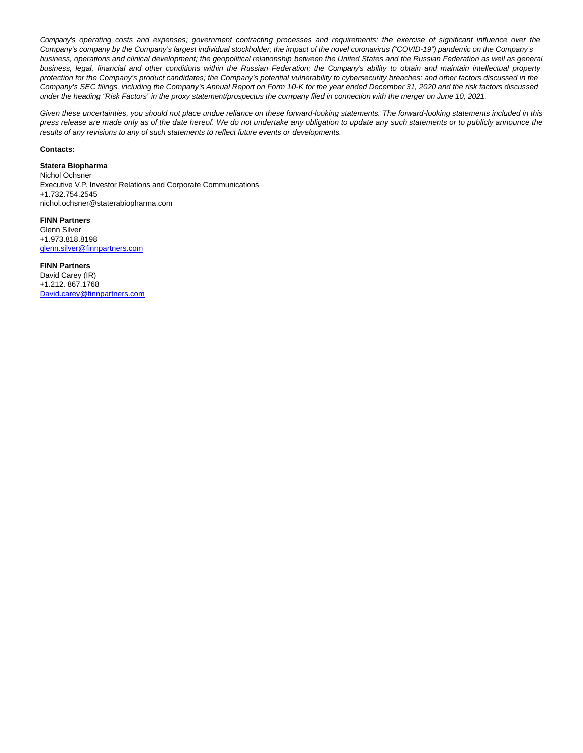*Company's operating costs and expenses; government contracting processes and requirements; the exercise of significant influence over the Company's company by the Company's largest individual stockholder; the impact of the novel coronavirus ("COVID-19") pandemic on the Company's business, operations and clinical development; the geopolitical relationship between the United States and the Russian Federation as well as general business, legal, financial and other conditions within the Russian Federation; the Company's ability to obtain and maintain intellectual property protection for the Company's product candidates; the Company's potential vulnerability to cybersecurity breaches; and other factors discussed in the Company's SEC filings, including the Company's Annual Report on Form 10-K for the year ended December 31, 2020 and the risk factors discussed under the heading "Risk Factors" in the proxy statement/prospectus the company filed in connection with the merger on June 10, 2021.*

*Given these uncertainties, you should not place undue reliance on these forward-looking statements. The forward-looking statements included in this press release are made only as of the date hereof. We do not undertake any obligation to update any such statements or to publicly announce the results of any revisions to any of such statements to reflect future events or developments.*

**Contacts:**

**Statera Biopharma**
Nichol Ochsner
Executive V.P. Investor Relations and Corporate Communications
+1.732.754.2545
nichol.ochsner@staterabiopharma.com

**FINN Partners**
Glenn Silver
+1.973.818.8198
glenn.silver@finnpartners.com

**FINN Partners**
David Carey (IR)
+1.212. 867.1768
David.carey@finnpartners.com